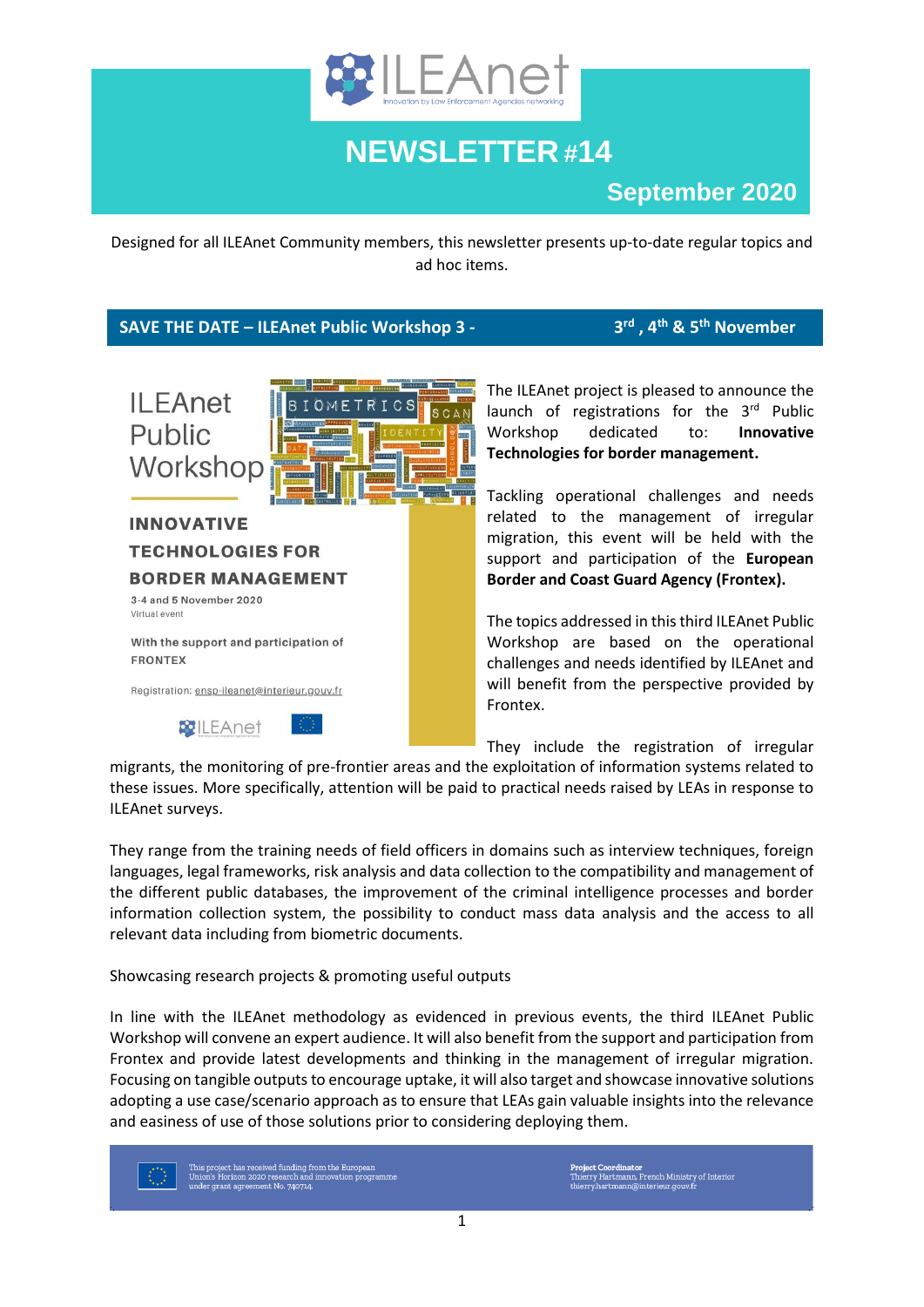# NEWSLETTER #14

## September 2020

Designed for all ILEAnet Community members, this newsletter presents up-to-date regular topics and ad hoc items.

## SAVE THE DATE – ILEAnet Public Workshop 3 - 3rd, 4th & 5th November

ILEAnet Public Workshop

**INNOVATIVE TECHNOLOGIES FOR BORDER MANAGEMENT**

3-4 and 5 November 2020
Virtual event

With the support and participation of FRONTEX

Registration: ensp-ileanet@interieur.gouv.fr

The ILEAnet project is pleased to announce the launch of registrations for the 3rd Public Workshop dedicated to: **Innovative Technologies for border management.**

Tackling operational challenges and needs related to the management of irregular migration, this event will be held with the support and participation of the **European Border and Coast Guard Agency (Frontex).**

The topics addressed in this third ILEAnet Public Workshop are based on the operational challenges and needs identified by ILEAnet and will benefit from the perspective provided by Frontex.

They include the registration of irregular migrants, the monitoring of pre-frontier areas and the exploitation of information systems related to these issues. More specifically, attention will be paid to practical needs raised by LEAs in response to ILEAnet surveys.

They range from the training needs of field officers in domains such as interview techniques, foreign languages, legal frameworks, risk analysis and data collection to the compatibility and management of the different public databases, the improvement of the criminal intelligence processes and border information collection system, the possibility to conduct mass data analysis and the access to all relevant data including from biometric documents.

Showcasing research projects & promoting useful outputs

In line with the ILEAnet methodology as evidenced in previous events, the third ILEAnet Public Workshop will convene an expert audience. It will also benefit from the support and participation from Frontex and provide latest developments and thinking in the management of irregular migration. Focusing on tangible outputs to encourage uptake, it will also target and showcase innovative solutions adopting a use case/scenario approach as to ensure that LEAs gain valuable insights into the relevance and easiness of use of those solutions prior to considering deploying them.

This project has received funding from the European Union's Horizon 2020 research and innovation programme under grant agreement No. 740714.

**Project Coordinator**
Thierry Hartmann, French Ministry of Interior
thierry.hartmann@interieur.gouv.fr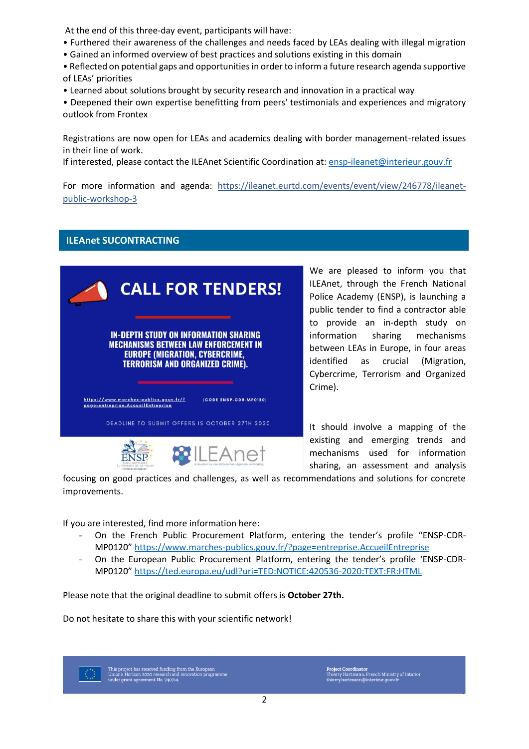At the end of this three-day event, participants will have:

- Furthered their awareness of the challenges and needs faced by LEAs dealing with illegal migration
- Gained an informed overview of best practices and solutions existing in this domain
- Reflected on potential gaps and opportunities in order to inform a future research agenda supportive of LEAs' priorities
- Learned about solutions brought by security research and innovation in a practical way
- Deepened their own expertise benefitting from peers' testimonials and experiences and migratory outlook from Frontex

Registrations are now open for LEAs and academics dealing with border management-related issues in their line of work.
If interested, please contact the ILEAnet Scientific Coordination at: ensp-ileanet@interieur.gouv.fr

For more information and agenda: https://ileanet.eurtd.com/events/event/view/246778/ileanet-public-workshop-3

## ILEAnet SUCONTRACTING

**CALL FOR TENDERS!**

**IN-DEPTH STUDY ON INFORMATION SHARING MECHANISMS BETWEEN LAW ENFORCEMENT IN EUROPE (MIGRATION, CYBERCRIME, TERRORISM AND ORGANIZED CRIME).**

https://www.marches-publics.gouv.fr/?page=entreprise.AccueilEntreprise (CODE ENSP-CDR-MP0120)

DEADLINE TO SUBMIT OFFERS IS OCTOBER 27TH 2020

We are pleased to inform you that ILEAnet, through the French National Police Academy (ENSP), is launching a public tender to find a contractor able to provide an in-depth study on information sharing mechanisms between LEAs in Europe, in four areas identified as crucial (Migration, Cybercrime, Terrorism and Organized Crime).

It should involve a mapping of the existing and emerging trends and mechanisms used for information sharing, an assessment and analysis focusing on good practices and challenges, as well as recommendations and solutions for concrete improvements.

If you are interested, find more information here:

- On the French Public Procurement Platform, entering the tender's profile "ENSP-CDR-MP0120" https://www.marches-publics.gouv.fr/?page=entreprise.AccueilEntreprise
- On the European Public Procurement Platform, entering the tender's profile 'ENSP-CDR-MP0120" https://ted.europa.eu/udl?uri=TED:NOTICE:420536-2020:TEXT:FR:HTML

Please note that the original deadline to submit offers is **October 27th.**

Do not hesitate to share this with your scientific network!

This project has received funding from the European Union's Horizon 2020 research and innovation programme under grant agreement No. 740714.

**Project Coordinator**
Thierry Hartmann, French Ministry of Interior
thierry.hartmann@interieur.gouv.fr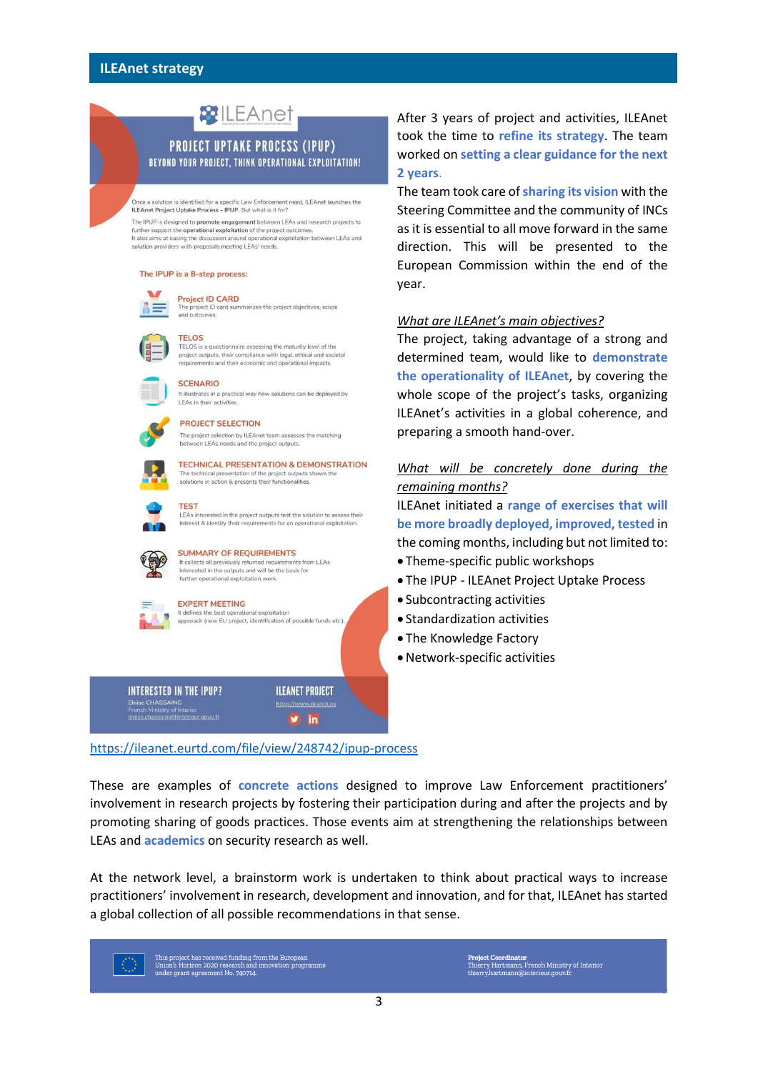## ILEAnet strategy

# ILEAnet

## PROJECT UPTAKE PROCESS (IPUP)

### BEYOND YOUR PROJECT, THINK OPERATIONAL EXPLOITATION!

Once a solution is identified for a specific Law Enforcement need, ILEAnet launches the ILEAnet Project Uptake Process - IPUP. But what is it for?

The IPUP is designed to promote engagement between LEAs and research projects to further support the operational exploitation of the project outcomes.
It also aims at easing the discussion around operational exploitation between LEAs and solution providers with proposals meeting LEAs' needs.

**The IPUP is a 8-step process:**

**Project ID CARD**
The project ID card summarizes the project objectives, scope and outcomes.

**TELOS**
TELOS is a questionnaire assessing the maturity level of the project outputs, their compliance with legal, ethical and societal requirements and their economic and operational impacts.

**SCENARIO**
It illustrates in a practical way how solutions can be deployed by LEAs in their activities.

**PROJECT SELECTION**
The project selection by ILEAnet team assesses the matching between LEAs needs and the project outputs.

**TECHNICAL PRESENTATION & DEMONSTRATION**
The technical presentation of the project outputs shows the solutions in action & presents their functionalities.

**TEST**
LEAs interested in the project outputs test the solution to assess their interest & identify their requirements for an operational exploitation.

**SUMMARY OF REQUIREMENTS**
It collects all previously returned requirements from LEAs interested in the outputs and will be the basis for further operational exploitation work.

**EXPERT MEETING**
It defines the best operational exploitation approach (new EU project, identification of possible funds etc).

**INTERESTED IN THE IPUP?**
Eloise CHASSAING
French Ministry of Interior
eloise.chassaing@interieur.gouv.fr

**ILEANET PROJECT**
https://www.ileanet.eu

https://ileanet.eurtd.com/file/view/248742/ipup-process

After 3 years of project and activities, ILEAnet took the time to **refine its strategy**. The team worked on **setting a clear guidance for the next 2 years**.
The team took care of **sharing its vision** with the Steering Committee and the community of INCs as it is essential to all move forward in the same direction. This will be presented to the European Commission within the end of the year.

*What are ILEAnet's main objectives?*
The project, taking advantage of a strong and determined team, would like to **demonstrate the operationality of ILEAnet**, by covering the whole scope of the project's tasks, organizing ILEAnet's activities in a global coherence, and preparing a smooth hand-over.

*What will be concretely done during the remaining months?*
ILEAnet initiated a **range of exercises that will be more broadly deployed, improved, tested** in the coming months, including but not limited to:

- Theme-specific public workshops
- The IPUP - ILEAnet Project Uptake Process
- Subcontracting activities
- Standardization activities
- The Knowledge Factory
- Network-specific activities

These are examples of **concrete actions** designed to improve Law Enforcement practitioners' involvement in research projects by fostering their participation during and after the projects and by promoting sharing of goods practices. Those events aim at strengthening the relationships between LEAs and **academics** on security research as well.

At the network level, a brainstorm work is undertaken to think about practical ways to increase practitioners' involvement in research, development and innovation, and for that, ILEAnet has started a global collection of all possible recommendations in that sense.

This project has received funding from the European Union's Horizon 2020 research and innovation programme under grant agreement No. 740714.

**Project Coordinator**
Thierry Hartmann, French Ministry of Interior
thierry.hartmann@interieur.gouv.fr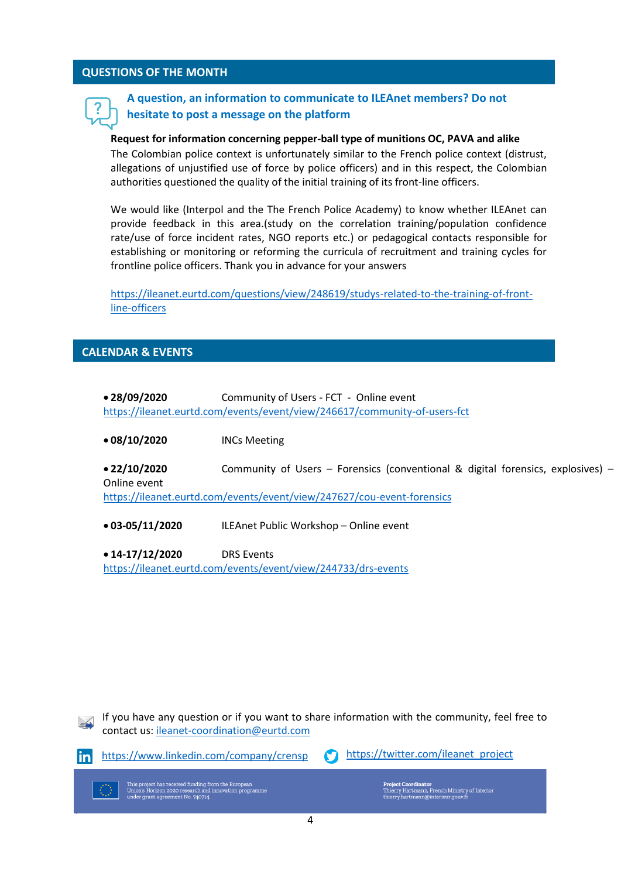## QUESTIONS OF THE MONTH

**A question, an information to communicate to ILEAnet members? Do not hesitate to post a message on the platform**

**Request for information concerning pepper-ball type of munitions OC, PAVA and alike**

The Colombian police context is unfortunately similar to the French police context (distrust, allegations of unjustified use of force by police officers) and in this respect, the Colombian authorities questioned the quality of the initial training of its front-line officers.

We would like (Interpol and the The French Police Academy) to know whether ILEAnet can provide feedback in this area.(study on the correlation training/population confidence rate/use of force incident rates, NGO reports etc.) or pedagogical contacts responsible for establishing or monitoring or reforming the curricula of recruitment and training cycles for frontline police officers. Thank you in advance for your answers

https://ileanet.eurtd.com/questions/view/248619/studys-related-to-the-training-of-front-line-officers

## CALENDAR & EVENTS

- **28/09/2020** Community of Users - FCT - Online event
  https://ileanet.eurtd.com/events/event/view/246617/community-of-users-fct
- **08/10/2020** INCs Meeting
- **22/10/2020** Community of Users – Forensics (conventional & digital forensics, explosives) – Online event
  https://ileanet.eurtd.com/events/event/view/247627/cou-event-forensics
- **03-05/11/2020** ILEAnet Public Workshop – Online event
- **14-17/12/2020** DRS Events
  https://ileanet.eurtd.com/events/event/view/244733/drs-events

If you have any question or if you want to share information with the community, feel free to contact us: ileanet-coordination@eurtd.com

https://www.linkedin.com/company/crensp https://twitter.com/ileanet_project

This project has received funding from the European Union's Horizon 2020 research and innovation programme under grant agreement No. 740714.

**Project Coordinator**
Thierry Hartmann, French Ministry of Interior
thierry.hartmann@interieur.gouv.fr